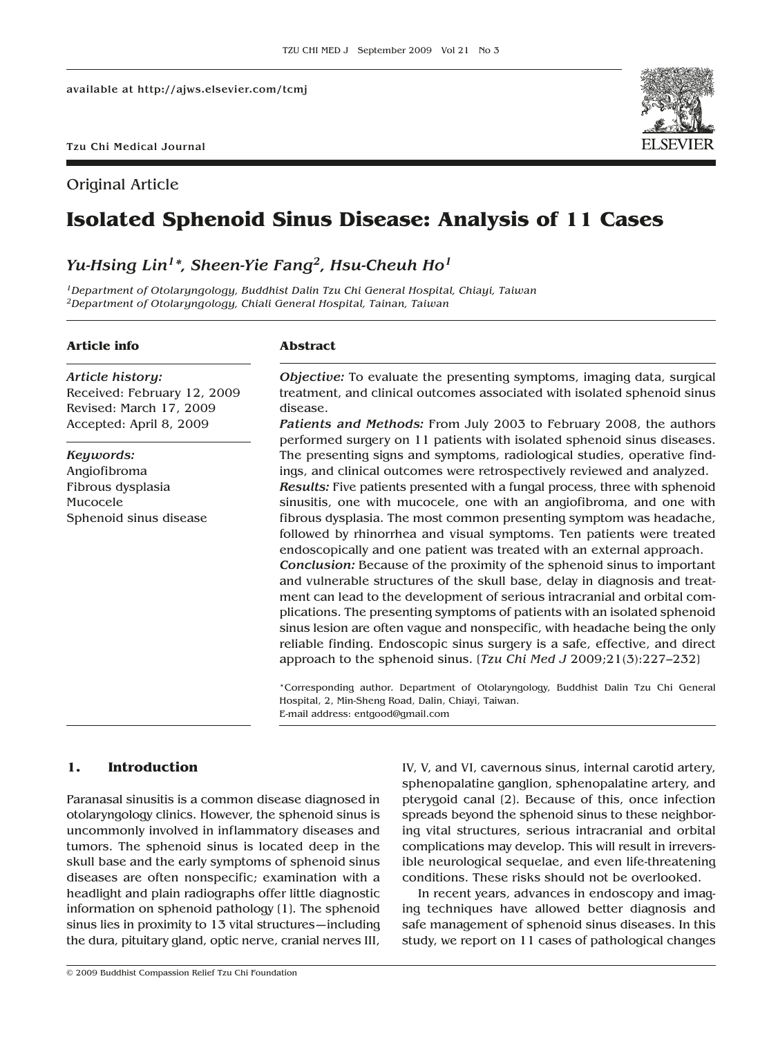available at http://ajws.elsevier.com/tcmj

Tzu Chi Medical Journal

Original Article

# Isolated Sphenoid Sinus Disease: Analysis of 11 Cases

*Yu-Hsing Lin[1]\*, Sheen-Yie Fang[2], Hsu-Cheuh Ho[1]*

[1]*Department of Otolaryngology, Buddhist Dalin Tzu Chi General Hospital, Chiayi, Taiwan*
[2]*Department of Otolaryngology, Chiali General Hospital, Tainan, Taiwan*

**Article info**

*Article history:*
Received: February 12, 2009
Revised: March 17, 2009
Accepted: April 8, 2009

*Keywords:*
Angiofibroma
Fibrous dysplasia
Mucocele
Sphenoid sinus disease

**Abstract**

***Objective:*** To evaluate the presenting symptoms, imaging data, surgical treatment, and clinical outcomes associated with isolated sphenoid sinus disease.

***Patients and Methods:*** From July 2003 to February 2008, the authors performed surgery on 11 patients with isolated sphenoid sinus diseases. The presenting signs and symptoms, radiological studies, operative findings, and clinical outcomes were retrospectively reviewed and analyzed.

***Results:*** Five patients presented with a fungal process, three with sphenoid sinusitis, one with mucocele, one with an angiofibroma, and one with fibrous dysplasia. The most common presenting symptom was headache, followed by rhinorrhea and visual symptoms. Ten patients were treated endoscopically and one patient was treated with an external approach.

***Conclusion:*** Because of the proximity of the sphenoid sinus to important and vulnerable structures of the skull base, delay in diagnosis and treatment can lead to the development of serious intracranial and orbital complications. The presenting symptoms of patients with an isolated sphenoid sinus lesion are often vague and nonspecific, with headache being the only reliable finding. Endoscopic sinus surgery is a safe, effective, and direct approach to the sphenoid sinus. [*Tzu Chi Med J* 2009;21(3):227–232]

\*Corresponding author. Department of Otolaryngology, Buddhist Dalin Tzu Chi General Hospital, 2, Min-Sheng Road, Dalin, Chiayi, Taiwan.
E-mail address: entgood@gmail.com

## 1. Introduction

Paranasal sinusitis is a common disease diagnosed in otolaryngology clinics. However, the sphenoid sinus is uncommonly involved in inflammatory diseases and tumors. The sphenoid sinus is located deep in the skull base and the early symptoms of sphenoid sinus diseases are often nonspecific; examination with a headlight and plain radiographs offer little diagnostic information on sphenoid pathology [1]. The sphenoid sinus lies in proximity to 13 vital structures—including the dura, pituitary gland, optic nerve, cranial nerves III, IV, V, and VI, cavernous sinus, internal carotid artery, sphenopalatine ganglion, sphenopalatine artery, and pterygoid canal [2]. Because of this, once infection spreads beyond the sphenoid sinus to these neighboring vital structures, serious intracranial and orbital complications may develop. This will result in irreversible neurological sequelae, and even life-threatening conditions. These risks should not be overlooked.

In recent years, advances in endoscopy and imaging techniques have allowed better diagnosis and safe management of sphenoid sinus diseases. In this study, we report on 11 cases of pathological changes

© 2009 Buddhist Compassion Relief Tzu Chi Foundation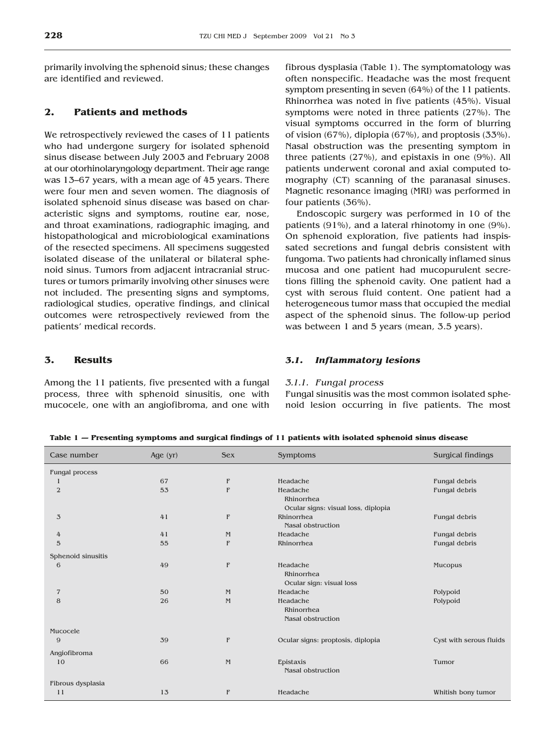primarily involving the sphenoid sinus; these changes are identified and reviewed.

## 2. Patients and methods

We retrospectively reviewed the cases of 11 patients who had undergone surgery for isolated sphenoid sinus disease between July 2003 and February 2008 at our otorhinolaryngology department. Their age range was 13–67 years, with a mean age of 45 years. There were four men and seven women. The diagnosis of isolated sphenoid sinus disease was based on characteristic signs and symptoms, routine ear, nose, and throat examinations, radiographic imaging, and histopathological and microbiological examinations of the resected specimens. All specimens suggested isolated disease of the unilateral or bilateral sphenoid sinus. Tumors from adjacent intracranial structures or tumors primarily involving other sinuses were not included. The presenting signs and symptoms, radiological studies, operative findings, and clinical outcomes were retrospectively reviewed from the patients' medical records.

## 3. Results

Among the 11 patients, five presented with a fungal process, three with sphenoid sinusitis, one with mucocele, one with an angiofibroma, and one with fibrous dysplasia (Table 1). The symptomatology was often nonspecific. Headache was the most frequent symptom presenting in seven (64%) of the 11 patients. Rhinorrhea was noted in five patients (45%). Visual symptoms were noted in three patients (27%). The visual symptoms occurred in the form of blurring of vision (67%), diplopia (67%), and proptosis (33%). Nasal obstruction was the presenting symptom in three patients (27%), and epistaxis in one (9%). All patients underwent coronal and axial computed tomography (CT) scanning of the paranasal sinuses. Magnetic resonance imaging (MRI) was performed in four patients (36%).

Endoscopic surgery was performed in 10 of the patients (91%), and a lateral rhinotomy in one (9%). On sphenoid exploration, five patients had inspissated secretions and fungal debris consistent with fungoma. Two patients had chronically inflamed sinus mucosa and one patient had mucopurulent secretions filling the sphenoid cavity. One patient had a cyst with serous fluid content. One patient had a heterogeneous tumor mass that occupied the medial aspect of the sphenoid sinus. The follow-up period was between 1 and 5 years (mean, 3.5 years).

### 3.1. *Inflammatory lesions*

#### 3.1.1. *Fungal process*

Fungal sinusitis was the most common isolated sphenoid lesion occurring in five patients. The most

**Table 1 — Presenting symptoms and surgical findings of 11 patients with isolated sphenoid sinus disease**

| Case number | Age (yr) | Sex | Symptoms | Surgical findings |
|---|---|---|---|---|
| Fungal process | | | | |
| 1 | 67 | F | Headache | Fungal debris |
| 2 | 53 | F | Headache<br>Rhinorrhea<br>Ocular signs: visual loss, diplopia | Fungal debris |
| 3 | 41 | F | Rhinorrhea<br>Nasal obstruction | Fungal debris |
| 4 | 41 | M | Headache | Fungal debris |
| 5 | 55 | F | Rhinorrhea | Fungal debris |
| Sphenoid sinusitis | | | | |
| 6 | 49 | F | Headache<br>Rhinorrhea<br>Ocular sign: visual loss | Mucopus |
| 7 | 50 | M | Headache | Polypoid |
| 8 | 26 | M | Headache<br>Rhinorrhea<br>Nasal obstruction | Polypoid |
| Mucocele | | | | |
| 9 | 39 | F | Ocular signs: proptosis, diplopia | Cyst with serous fluids |
| Angiofibroma | | | | |
| 10 | 66 | M | Epistaxis<br>Nasal obstruction | Tumor |
| Fibrous dysplasia | | | | |
| 11 | 13 | F | Headache | Whitish bony tumor |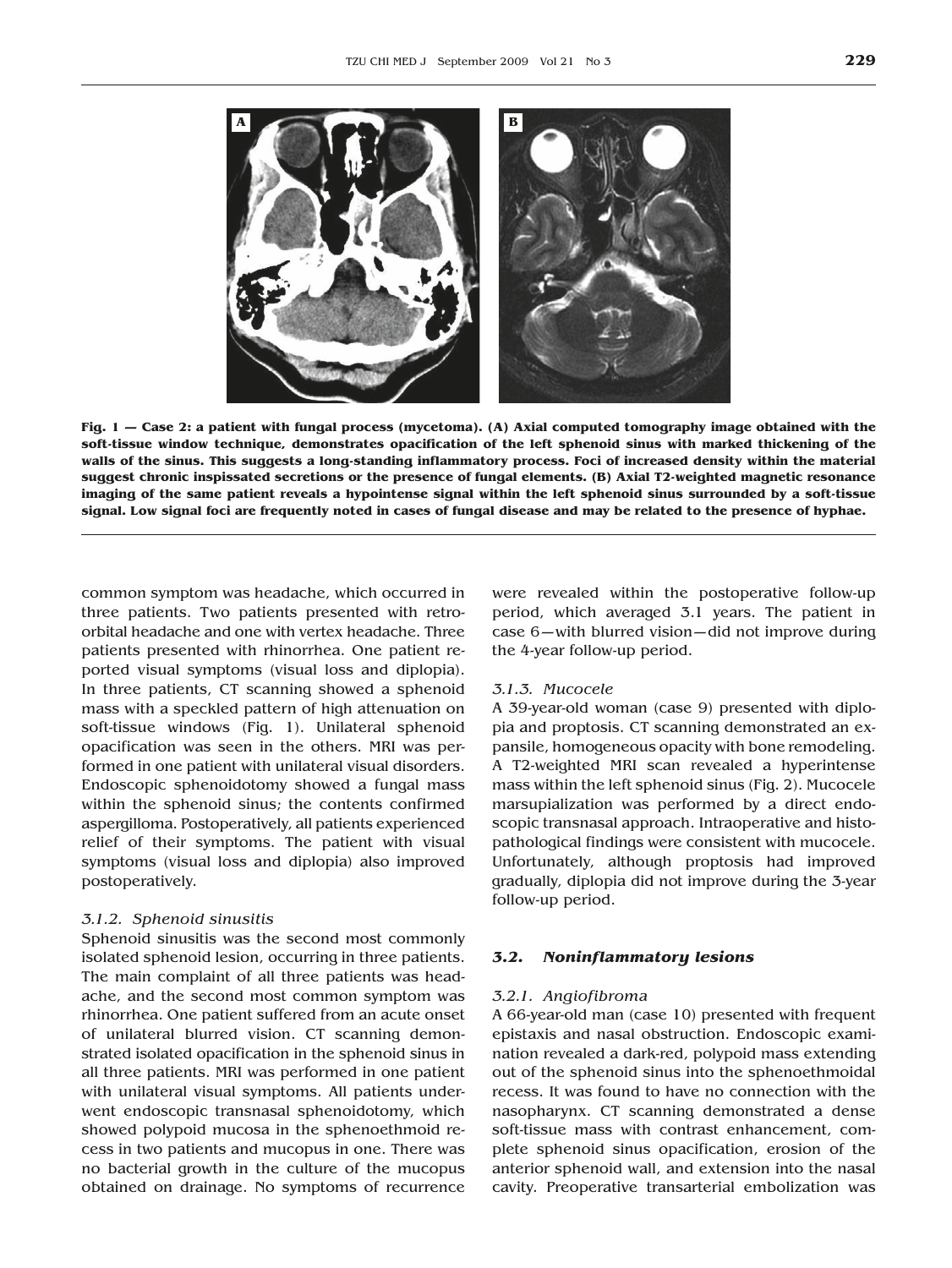**Fig. 1 — Case 2: a patient with fungal process (mycetoma). (A) Axial computed tomography image obtained with the soft-tissue window technique, demonstrates opacification of the left sphenoid sinus with marked thickening of the walls of the sinus. This suggests a long-standing inflammatory process. Foci of increased density within the material suggest chronic inspissated secretions or the presence of fungal elements. (B) Axial T2-weighted magnetic resonance imaging of the same patient reveals a hypointense signal within the left sphenoid sinus surrounded by a soft-tissue signal. Low signal foci are frequently noted in cases of fungal disease and may be related to the presence of hyphae.**

common symptom was headache, which occurred in three patients. Two patients presented with retro-orbital headache and one with vertex headache. Three patients presented with rhinorrhea. One patient reported visual symptoms (visual loss and diplopia). In three patients, CT scanning showed a sphenoid mass with a speckled pattern of high attenuation on soft-tissue windows (Fig. 1). Unilateral sphenoid opacification was seen in the others. MRI was performed in one patient with unilateral visual disorders. Endoscopic sphenoidotomy showed a fungal mass within the sphenoid sinus; the contents confirmed aspergilloma. Postoperatively, all patients experienced relief of their symptoms. The patient with visual symptoms (visual loss and diplopia) also improved postoperatively.

*3.1.2. Sphenoid sinusitis*

Sphenoid sinusitis was the second most commonly isolated sphenoid lesion, occurring in three patients. The main complaint of all three patients was headache, and the second most common symptom was rhinorrhea. One patient suffered from an acute onset of unilateral blurred vision. CT scanning demonstrated isolated opacification in the sphenoid sinus in all three patients. MRI was performed in one patient with unilateral visual symptoms. All patients underwent endoscopic transnasal sphenoidotomy, which showed polypoid mucosa in the sphenoethmoid recess in two patients and mucopus in one. There was no bacterial growth in the culture of the mucopus obtained on drainage. No symptoms of recurrence were revealed within the postoperative follow-up period, which averaged 3.1 years. The patient in case 6—with blurred vision—did not improve during the 4-year follow-up period.

*3.1.3. Mucocele*

A 39-year-old woman (case 9) presented with diplopia and proptosis. CT scanning demonstrated an expansile, homogeneous opacity with bone remodeling. A T2-weighted MRI scan revealed a hyperintense mass within the left sphenoid sinus (Fig. 2). Mucocele marsupialization was performed by a direct endoscopic transnasal approach. Intraoperative and histopathological findings were consistent with mucocele. Unfortunately, although proptosis had improved gradually, diplopia did not improve during the 3-year follow-up period.

## 3.2. Noninflammatory lesions

*3.2.1. Angiofibroma*

A 66-year-old man (case 10) presented with frequent epistaxis and nasal obstruction. Endoscopic examination revealed a dark-red, polypoid mass extending out of the sphenoid sinus into the sphenoethmoidal recess. It was found to have no connection with the nasopharynx. CT scanning demonstrated a dense soft-tissue mass with contrast enhancement, complete sphenoid sinus opacification, erosion of the anterior sphenoid wall, and extension into the nasal cavity. Preoperative transarterial embolization was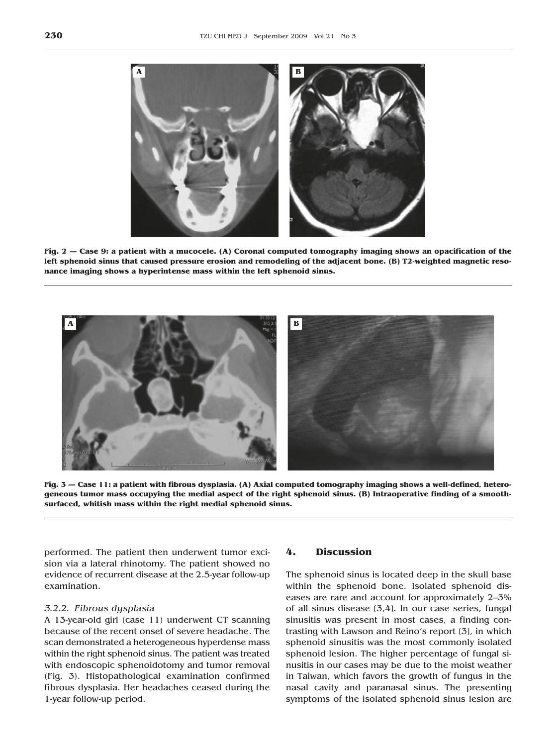**Fig. 2 — Case 9: a patient with a mucocele. (A) Coronal computed tomography imaging shows an opacification of the left sphenoid sinus that caused pressure erosion and remodeling of the adjacent bone. (B) T2-weighted magnetic resonance imaging shows a hyperintense mass within the left sphenoid sinus.**

**Fig. 3 — Case 11: a patient with fibrous dysplasia. (A) Axial computed tomography imaging shows a well-defined, heterogeneous tumor mass occupying the medial aspect of the right sphenoid sinus. (B) Intraoperative finding of a smooth-surfaced, whitish mass within the right medial sphenoid sinus.**

performed. The patient then underwent tumor excision via a lateral rhinotomy. The patient showed no evidence of recurrent disease at the 2.5-year follow-up examination.

### *3.2.2. Fibrous dysplasia*

A 13-year-old girl (case 11) underwent CT scanning because of the recent onset of severe headache. The scan demonstrated a heterogeneous hyperdense mass within the right sphenoid sinus. The patient was treated with endoscopic sphenoidotomy and tumor removal (Fig. 3). Histopathological examination confirmed fibrous dysplasia. Her headaches ceased during the 1-year follow-up period.

## 4. Discussion

The sphenoid sinus is located deep in the skull base within the sphenoid bone. Isolated sphenoid diseases are rare and account for approximately 2–3% of all sinus disease (3,4). In our case series, fungal sinusitis was present in most cases, a finding contrasting with Lawson and Reino's report (3), in which sphenoid sinusitis was the most commonly isolated sphenoid lesion. The higher percentage of fungal sinusitis in our cases may be due to the moist weather in Taiwan, which favors the growth of fungus in the nasal cavity and paranasal sinus. The presenting symptoms of the isolated sphenoid sinus lesion are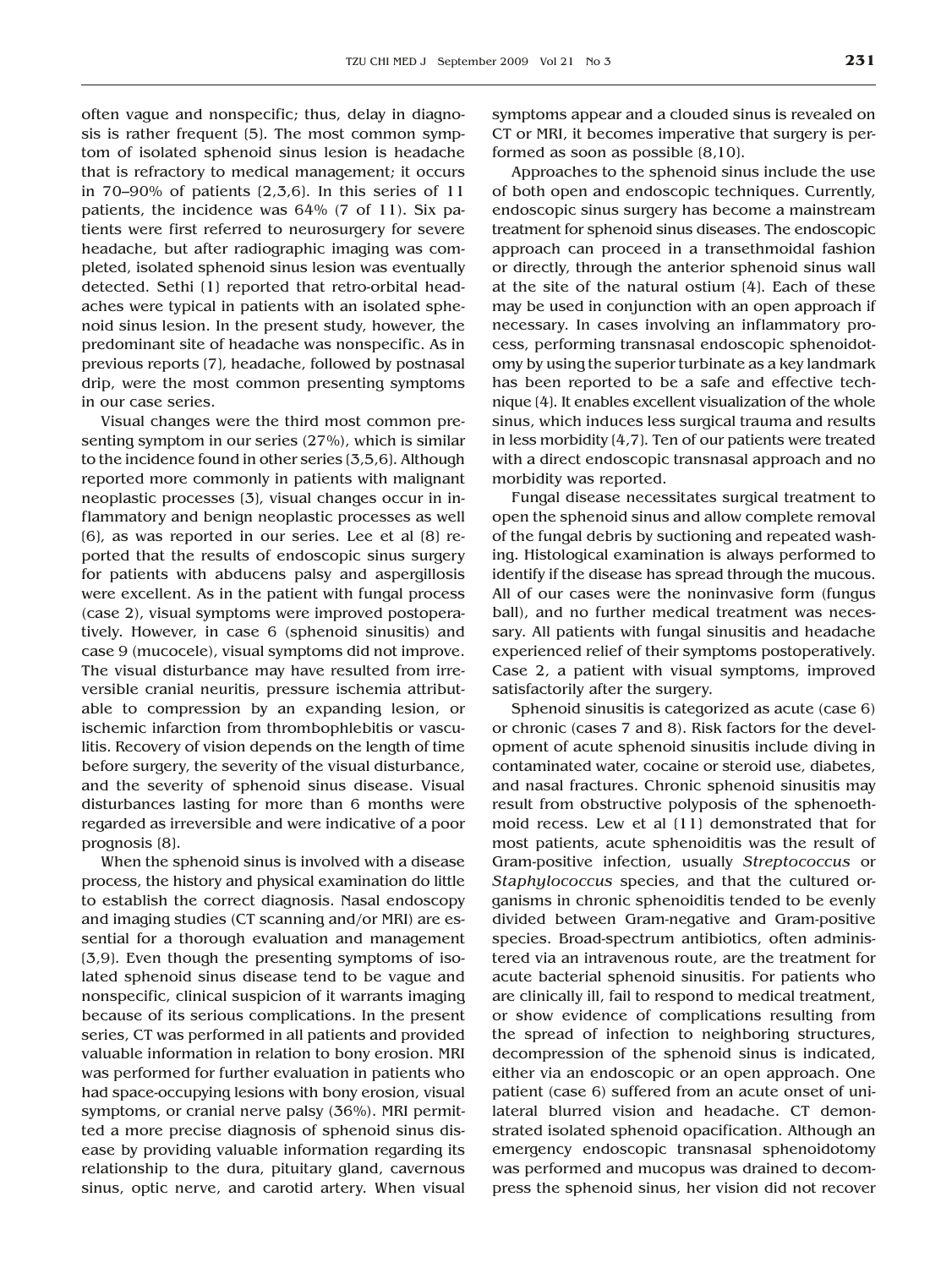often vague and nonspecific; thus, delay in diagnosis is rather frequent (5). The most common symptom of isolated sphenoid sinus lesion is headache that is refractory to medical management; it occurs in 70–90% of patients (2,3,6). In this series of 11 patients, the incidence was 64% (7 of 11). Six patients were first referred to neurosurgery for severe headache, but after radiographic imaging was completed, isolated sphenoid sinus lesion was eventually detected. Sethi (1) reported that retro-orbital headaches were typical in patients with an isolated sphenoid sinus lesion. In the present study, however, the predominant site of headache was nonspecific. As in previous reports (7), headache, followed by postnasal drip, were the most common presenting symptoms in our case series.

Visual changes were the third most common presenting symptom in our series (27%), which is similar to the incidence found in other series (3,5,6). Although reported more commonly in patients with malignant neoplastic processes (3), visual changes occur in inflammatory and benign neoplastic processes as well (6), as was reported in our series. Lee et al (8) reported that the results of endoscopic sinus surgery for patients with abducens palsy and aspergillosis were excellent. As in the patient with fungal process (case 2), visual symptoms were improved postoperatively. However, in case 6 (sphenoid sinusitis) and case 9 (mucocele), visual symptoms did not improve. The visual disturbance may have resulted from irreversible cranial neuritis, pressure ischemia attributable to compression by an expanding lesion, or ischemic infarction from thrombophlebitis or vasculitis. Recovery of vision depends on the length of time before surgery, the severity of the visual disturbance, and the severity of sphenoid sinus disease. Visual disturbances lasting for more than 6 months were regarded as irreversible and were indicative of a poor prognosis (8).

When the sphenoid sinus is involved with a disease process, the history and physical examination do little to establish the correct diagnosis. Nasal endoscopy and imaging studies (CT scanning and/or MRI) are essential for a thorough evaluation and management (3,9). Even though the presenting symptoms of isolated sphenoid sinus disease tend to be vague and nonspecific, clinical suspicion of it warrants imaging because of its serious complications. In the present series, CT was performed in all patients and provided valuable information in relation to bony erosion. MRI was performed for further evaluation in patients who had space-occupying lesions with bony erosion, visual symptoms, or cranial nerve palsy (36%). MRI permitted a more precise diagnosis of sphenoid sinus disease by providing valuable information regarding its relationship to the dura, pituitary gland, cavernous sinus, optic nerve, and carotid artery. When visual symptoms appear and a clouded sinus is revealed on CT or MRI, it becomes imperative that surgery is performed as soon as possible (8,10).

Approaches to the sphenoid sinus include the use of both open and endoscopic techniques. Currently, endoscopic sinus surgery has become a mainstream treatment for sphenoid sinus diseases. The endoscopic approach can proceed in a transethmoidal fashion or directly, through the anterior sphenoid sinus wall at the site of the natural ostium (4). Each of these may be used in conjunction with an open approach if necessary. In cases involving an inflammatory process, performing transnasal endoscopic sphenoidotomy by using the superior turbinate as a key landmark has been reported to be a safe and effective technique (4). It enables excellent visualization of the whole sinus, which induces less surgical trauma and results in less morbidity (4,7). Ten of our patients were treated with a direct endoscopic transnasal approach and no morbidity was reported.

Fungal disease necessitates surgical treatment to open the sphenoid sinus and allow complete removal of the fungal debris by suctioning and repeated washing. Histological examination is always performed to identify if the disease has spread through the mucous. All of our cases were the noninvasive form (fungus ball), and no further medical treatment was necessary. All patients with fungal sinusitis and headache experienced relief of their symptoms postoperatively. Case 2, a patient with visual symptoms, improved satisfactorily after the surgery.

Sphenoid sinusitis is categorized as acute (case 6) or chronic (cases 7 and 8). Risk factors for the development of acute sphenoid sinusitis include diving in contaminated water, cocaine or steroid use, diabetes, and nasal fractures. Chronic sphenoid sinusitis may result from obstructive polyposis of the sphenoethmoid recess. Lew et al (11) demonstrated that for most patients, acute sphenoiditis was the result of Gram-positive infection, usually *Streptococcus* or *Staphylococcus* species, and that the cultured organisms in chronic sphenoiditis tended to be evenly divided between Gram-negative and Gram-positive species. Broad-spectrum antibiotics, often administered via an intravenous route, are the treatment for acute bacterial sphenoid sinusitis. For patients who are clinically ill, fail to respond to medical treatment, or show evidence of complications resulting from the spread of infection to neighboring structures, decompression of the sphenoid sinus is indicated, either via an endoscopic or an open approach. One patient (case 6) suffered from an acute onset of unilateral blurred vision and headache. CT demonstrated isolated sphenoid opacification. Although an emergency endoscopic transnasal sphenoidotomy was performed and mucopus was drained to decompress the sphenoid sinus, her vision did not recover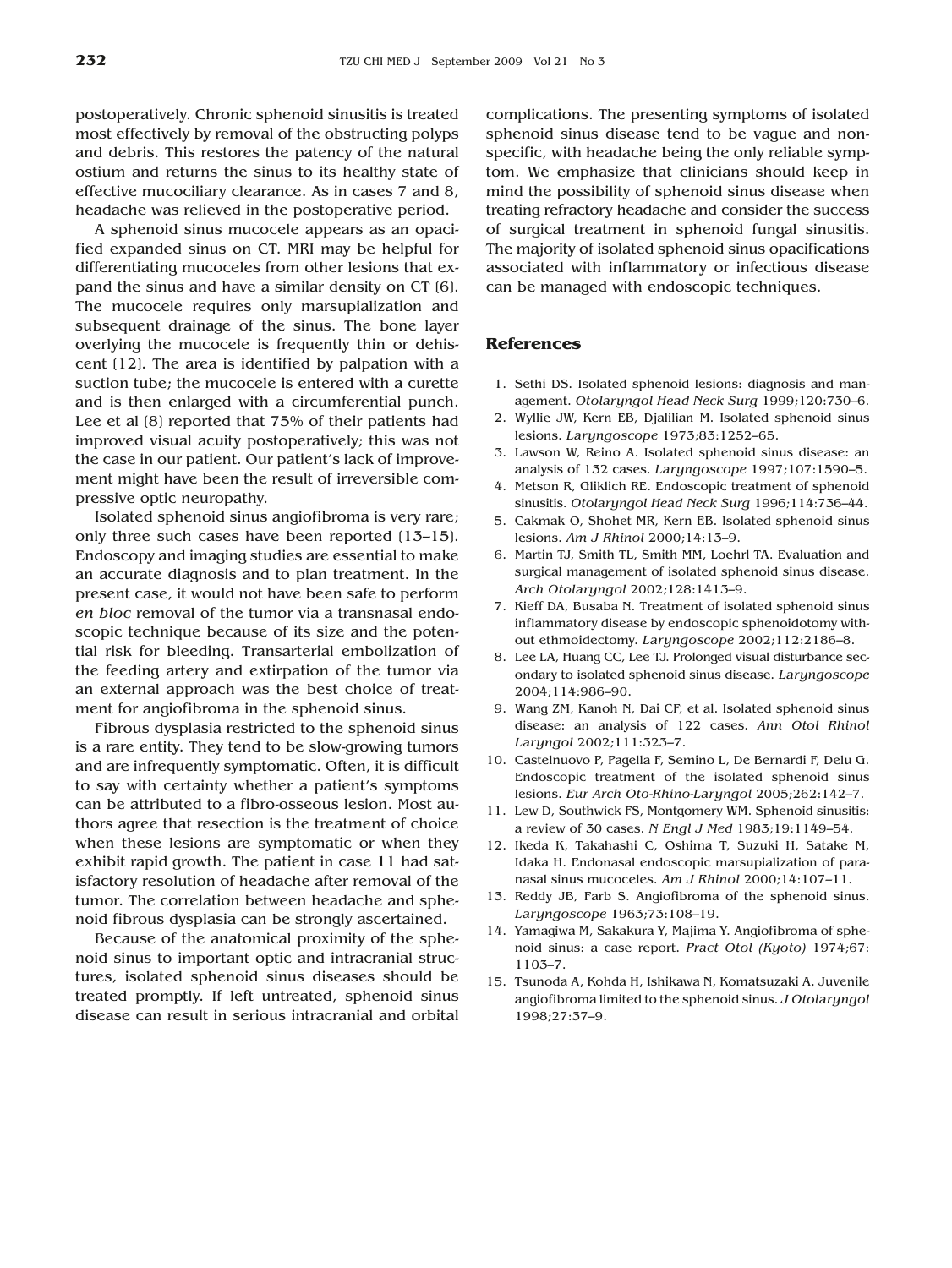postoperatively. Chronic sphenoid sinusitis is treated most effectively by removal of the obstructing polyps and debris. This restores the patency of the natural ostium and returns the sinus to its healthy state of effective mucociliary clearance. As in cases 7 and 8, headache was relieved in the postoperative period.

A sphenoid sinus mucocele appears as an opacified expanded sinus on CT. MRI may be helpful for differentiating mucoceles from other lesions that expand the sinus and have a similar density on CT (6). The mucocele requires only marsupialization and subsequent drainage of the sinus. The bone layer overlying the mucocele is frequently thin or dehiscent (12). The area is identified by palpation with a suction tube; the mucocele is entered with a curette and is then enlarged with a circumferential punch. Lee et al (8) reported that 75% of their patients had improved visual acuity postoperatively; this was not the case in our patient. Our patient's lack of improvement might have been the result of irreversible compressive optic neuropathy.

Isolated sphenoid sinus angiofibroma is very rare; only three such cases have been reported (13–15). Endoscopy and imaging studies are essential to make an accurate diagnosis and to plan treatment. In the present case, it would not have been safe to perform *en bloc* removal of the tumor via a transnasal endoscopic technique because of its size and the potential risk for bleeding. Transarterial embolization of the feeding artery and extirpation of the tumor via an external approach was the best choice of treatment for angiofibroma in the sphenoid sinus.

Fibrous dysplasia restricted to the sphenoid sinus is a rare entity. They tend to be slow-growing tumors and are infrequently symptomatic. Often, it is difficult to say with certainty whether a patient's symptoms can be attributed to a fibro-osseous lesion. Most authors agree that resection is the treatment of choice when these lesions are symptomatic or when they exhibit rapid growth. The patient in case 11 had satisfactory resolution of headache after removal of the tumor. The correlation between headache and sphenoid fibrous dysplasia can be strongly ascertained.

Because of the anatomical proximity of the sphenoid sinus to important optic and intracranial structures, isolated sphenoid sinus diseases should be treated promptly. If left untreated, sphenoid sinus disease can result in serious intracranial and orbital complications. The presenting symptoms of isolated sphenoid sinus disease tend to be vague and nonspecific, with headache being the only reliable symptom. We emphasize that clinicians should keep in mind the possibility of sphenoid sinus disease when treating refractory headache and consider the success of surgical treatment in sphenoid fungal sinusitis. The majority of isolated sphenoid sinus opacifications associated with inflammatory or infectious disease can be managed with endoscopic techniques.

## References

1. Sethi DS. Isolated sphenoid lesions: diagnosis and management. *Otolaryngol Head Neck Surg* 1999;120:730–6.
2. Wyllie JW, Kern EB, Djalilian M. Isolated sphenoid sinus lesions. *Laryngoscope* 1973;83:1252–65.
3. Lawson W, Reino A. Isolated sphenoid sinus disease: an analysis of 132 cases. *Laryngoscope* 1997;107:1590–5.
4. Metson R, Gliklich RE. Endoscopic treatment of sphenoid sinusitis. *Otolaryngol Head Neck Surg* 1996;114:736–44.
5. Cakmak O, Shohet MR, Kern EB. Isolated sphenoid sinus lesions. *Am J Rhinol* 2000;14:13–9.
6. Martin TJ, Smith TL, Smith MM, Loehrl TA. Evaluation and surgical management of isolated sphenoid sinus disease. *Arch Otolaryngol* 2002;128:1413–9.
7. Kieff DA, Busaba N. Treatment of isolated sphenoid sinus inflammatory disease by endoscopic sphenoidotomy without ethmoidectomy. *Laryngoscope* 2002;112:2186–8.
8. Lee LA, Huang CC, Lee TJ. Prolonged visual disturbance secondary to isolated sphenoid sinus disease. *Laryngoscope* 2004;114:986–90.
9. Wang ZM, Kanoh N, Dai CF, et al. Isolated sphenoid sinus disease: an analysis of 122 cases. *Ann Otol Rhinol Laryngol* 2002;111:323–7.
10. Castelnuovo P, Pagella F, Semino L, De Bernardi F, Delu G. Endoscopic treatment of the isolated sphenoid sinus lesions. *Eur Arch Oto-Rhino-Laryngol* 2005;262:142–7.
11. Lew D, Southwick FS, Montgomery WM. Sphenoid sinusitis: a review of 30 cases. *N Engl J Med* 1983;19:1149–54.
12. Ikeda K, Takahashi C, Oshima T, Suzuki H, Satake M, Idaka H. Endonasal endoscopic marsupialization of paranasal sinus mucoceles. *Am J Rhinol* 2000;14:107–11.
13. Reddy JB, Farb S. Angiofibroma of the sphenoid sinus. *Laryngoscope* 1963;73:108–19.
14. Yamagiwa M, Sakakura Y, Majima Y. Angiofibroma of sphenoid sinus: a case report. *Pract Otol (Kyoto)* 1974;67: 1103–7.
15. Tsunoda A, Kohda H, Ishikawa N, Komatsuzaki A. Juvenile angiofibroma limited to the sphenoid sinus. *J Otolaryngol* 1998;27:37–9.